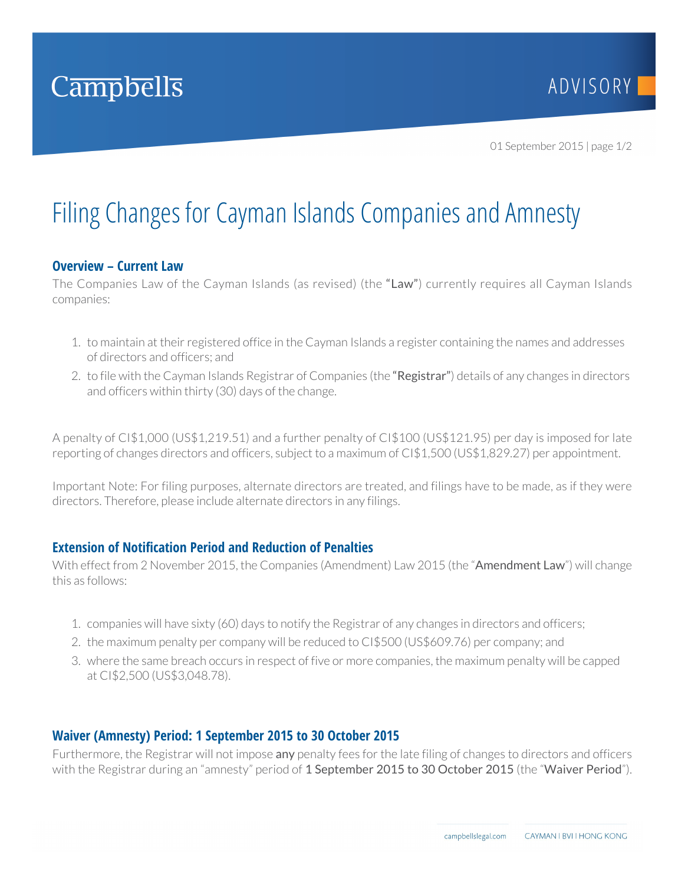# Filing Changes for Cayman Islands Companies and Amnesty

## Overview – Current Law

The Companies Law of the Cayman Islands (as revised) (the "**Law**") currently requires all Cayman Islands companies:

1. to maintain at their registered office in the Cayman Islands a register containing the names and addresses of directors and officers; and
2. to file with the Cayman Islands Registrar of Companies (the "**Registrar**") details of any changes in directors and officers within thirty (30) days of the change.

A penalty of CI$1,000 (US$1,219.51) and a further penalty of CI$100 (US$121.95) per day is imposed for late reporting of changes directors and officers, subject to a maximum of CI$1,500 (US$1,829.27) per appointment.

Important Note: For filing purposes, alternate directors are treated, and filings have to be made, as if they were directors. Therefore, please include alternate directors in any filings.

## Extension of Notification Period and Reduction of Penalties

With effect from 2 November 2015, the Companies (Amendment) Law 2015 (the "**Amendment Law**") will change this as follows:

1. companies will have sixty (60) days to notify the Registrar of any changes in directors and officers;
2. the maximum penalty per company will be reduced to CI$500 (US$609.76) per company; and
3. where the same breach occurs in respect of five or more companies, the maximum penalty will be capped at CI$2,500 (US$3,048.78).

## Waiver (Amnesty) Period: 1 September 2015 to 30 October 2015

Furthermore, the Registrar will not impose **any** penalty fees for the late filing of changes to directors and officers with the Registrar during an "amnesty" period of **1 September 2015 to 30 October 2015** (the "**Waiver Period**").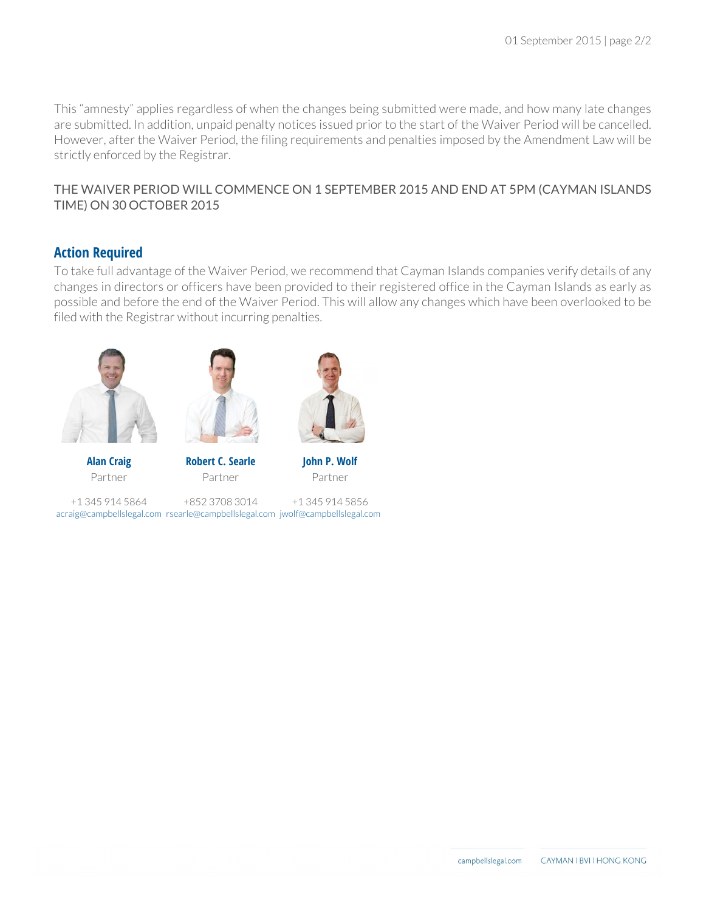This "amnesty" applies regardless of when the changes being submitted were made, and how many late changes are submitted. In addition, unpaid penalty notices issued prior to the start of the Waiver Period will be cancelled. However, after the Waiver Period, the filing requirements and penalties imposed by the Amendment Law will be strictly enforced by the Registrar.

THE WAIVER PERIOD WILL COMMENCE ON 1 SEPTEMBER 2015 AND END AT 5PM (CAYMAN ISLANDS TIME) ON 30 OCTOBER 2015

## Action Required

To take full advantage of the Waiver Period, we recommend that Cayman Islands companies verify details of any changes in directors or officers have been provided to their registered office in the Cayman Islands as early as possible and before the end of the Waiver Period. This will allow any changes which have been overlooked to be filed with the Registrar without incurring penalties.

**Alan Craig**
Partner
+1 345 914 5864
acraig@campbellslegal.com

**Robert C. Searle**
Partner
+852 3708 3014
rsearle@campbellslegal.com

**John P. Wolf**
Partner
+1 345 914 5856
jwolf@campbellslegal.com

campbellslegal.com

CAYMAN | BVI | HONG KONG